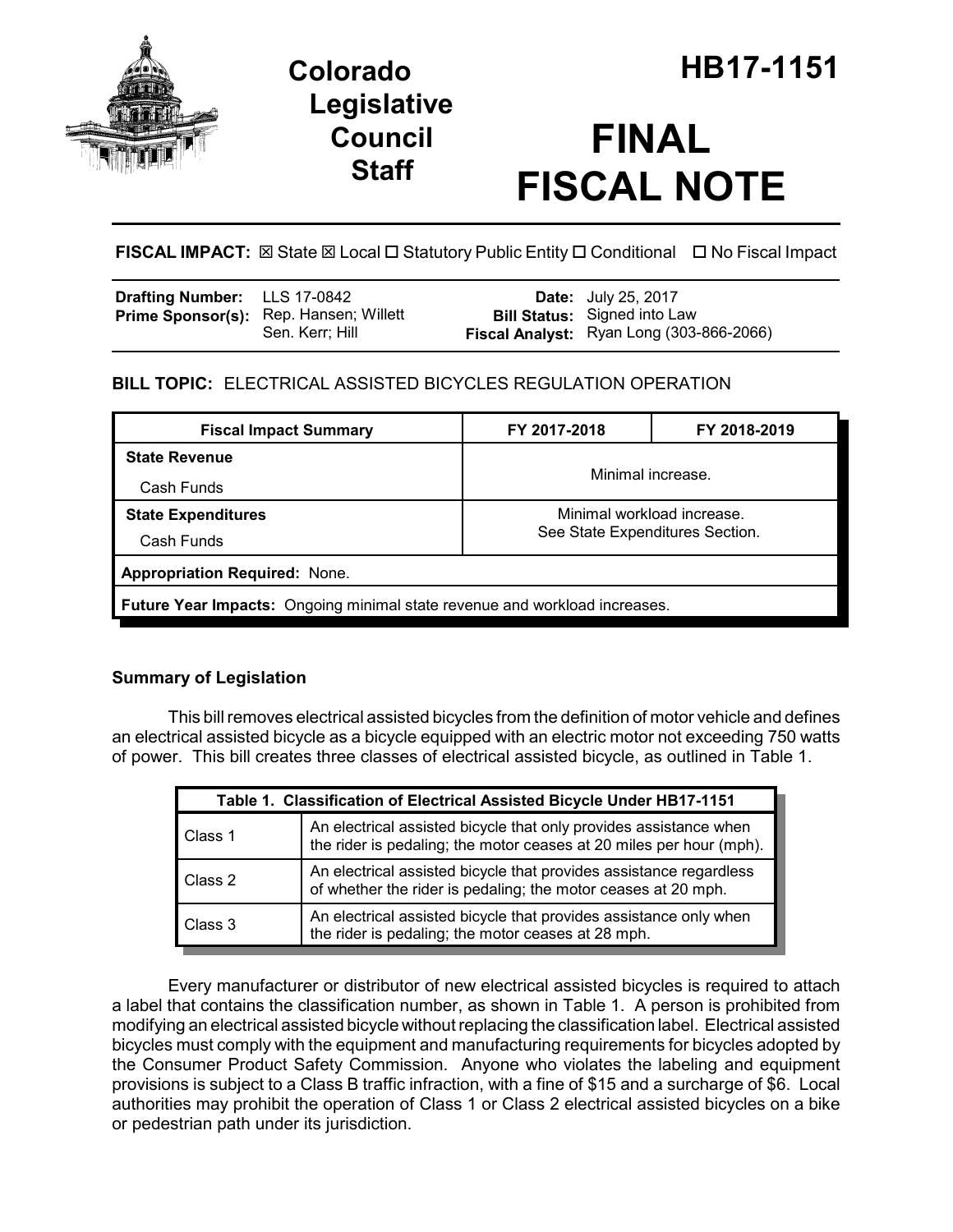# Colorado Legislative Council Staff

# HB17-1151

# FINAL FISCAL NOTE

**FISCAL IMPACT:** ☒ State ☒ Local ☐ Statutory Public Entity ☐ Conditional ☐ No Fiscal Impact

| | | | |
|---|---|---|---|
| **Drafting Number:** | LLS 17-0842 | **Date:** | July 25, 2017 |
| **Prime Sponsor(s):** | Rep. Hansen; Willett<br>Sen. Kerr; Hill | **Bill Status:** | Signed into Law |
| | | **Fiscal Analyst:** | Ryan Long (303-866-2066) |

## BILL TOPIC: ELECTRICAL ASSISTED BICYCLES REGULATION OPERATION

| Fiscal Impact Summary | FY 2017-2018 | FY 2018-2019 |
|---|---|---|
| **State Revenue**<br>Cash Funds | Minimal increase. | |
| **State Expenditures**<br>Cash Funds | Minimal workload increase.<br>See State Expenditures Section. | |
| **Appropriation Required:** None. | | |
| **Future Year Impacts:** Ongoing minimal state revenue and workload increases. | | |

### Summary of Legislation

This bill removes electrical assisted bicycles from the definition of motor vehicle and defines an electrical assisted bicycle as a bicycle equipped with an electric motor not exceeding 750 watts of power. This bill creates three classes of electrical assisted bicycle, as outlined in Table 1.

| Table 1. Classification of Electrical Assisted Bicycle Under HB17-1151 | |
|---|---|
| Class 1 | An electrical assisted bicycle that only provides assistance when the rider is pedaling; the motor ceases at 20 miles per hour (mph). |
| Class 2 | An electrical assisted bicycle that provides assistance regardless of whether the rider is pedaling; the motor ceases at 20 mph. |
| Class 3 | An electrical assisted bicycle that provides assistance only when the rider is pedaling; the motor ceases at 28 mph. |

Every manufacturer or distributor of new electrical assisted bicycles is required to attach a label that contains the classification number, as shown in Table 1. A person is prohibited from modifying an electrical assisted bicycle without replacing the classification label. Electrical assisted bicycles must comply with the equipment and manufacturing requirements for bicycles adopted by the Consumer Product Safety Commission. Anyone who violates the labeling and equipment provisions is subject to a Class B traffic infraction, with a fine of $15 and a surcharge of $6. Local authorities may prohibit the operation of Class 1 or Class 2 electrical assisted bicycles on a bike or pedestrian path under its jurisdiction.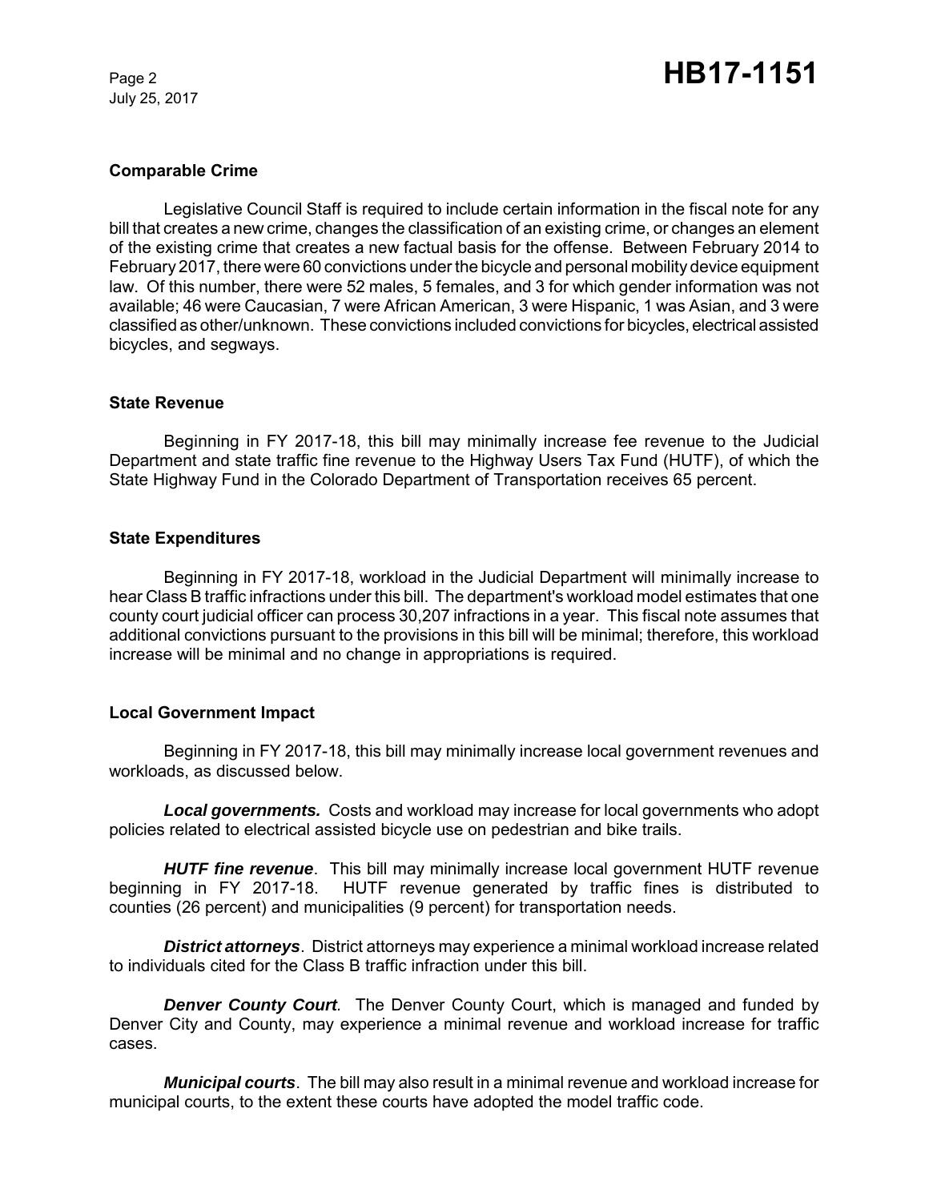### Comparable Crime

Legislative Council Staff is required to include certain information in the fiscal note for any bill that creates a new crime, changes the classification of an existing crime, or changes an element of the existing crime that creates a new factual basis for the offense. Between February 2014 to February 2017, there were 60 convictions under the bicycle and personal mobility device equipment law. Of this number, there were 52 males, 5 females, and 3 for which gender information was not available; 46 were Caucasian, 7 were African American, 3 were Hispanic, 1 was Asian, and 3 were classified as other/unknown. These convictions included convictions for bicycles, electrical assisted bicycles, and segways.

### State Revenue

Beginning in FY 2017-18, this bill may minimally increase fee revenue to the Judicial Department and state traffic fine revenue to the Highway Users Tax Fund (HUTF), of which the State Highway Fund in the Colorado Department of Transportation receives 65 percent.

### State Expenditures

Beginning in FY 2017-18, workload in the Judicial Department will minimally increase to hear Class B traffic infractions under this bill. The department's workload model estimates that one county court judicial officer can process 30,207 infractions in a year. This fiscal note assumes that additional convictions pursuant to the provisions in this bill will be minimal; therefore, this workload increase will be minimal and no change in appropriations is required.

### Local Government Impact

Beginning in FY 2017-18, this bill may minimally increase local government revenues and workloads, as discussed below.

***Local governments.*** Costs and workload may increase for local governments who adopt policies related to electrical assisted bicycle use on pedestrian and bike trails.

***HUTF fine revenue***. This bill may minimally increase local government HUTF revenue beginning in FY 2017-18. HUTF revenue generated by traffic fines is distributed to counties (26 percent) and municipalities (9 percent) for transportation needs.

***District attorneys***. District attorneys may experience a minimal workload increase related to individuals cited for the Class B traffic infraction under this bill.

***Denver County Court.*** The Denver County Court, which is managed and funded by Denver City and County, may experience a minimal revenue and workload increase for traffic cases.

***Municipal courts***. The bill may also result in a minimal revenue and workload increase for municipal courts, to the extent these courts have adopted the model traffic code.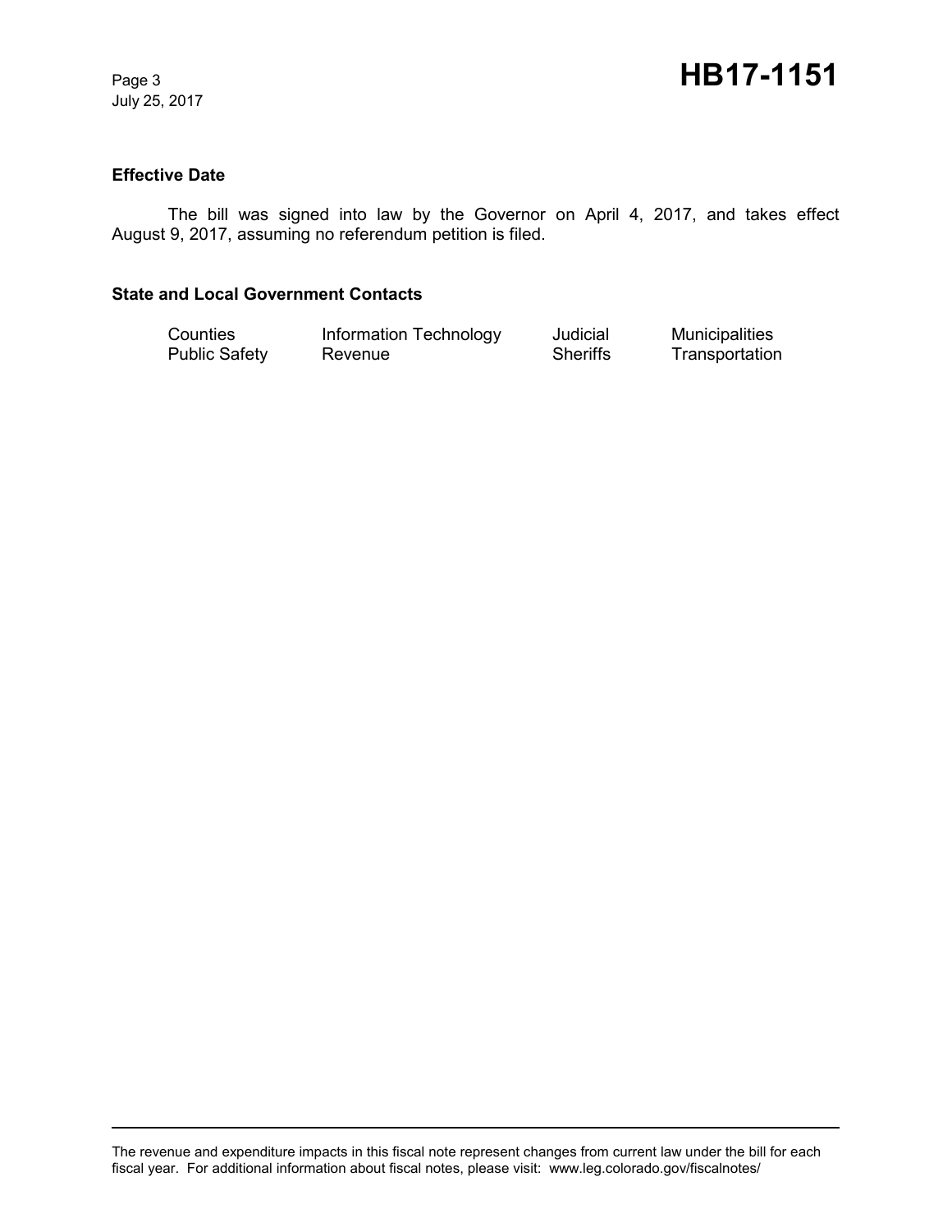### Effective Date

The bill was signed into law by the Governor on April 4, 2017, and takes effect August 9, 2017, assuming no referendum petition is filed.

### State and Local Government Contacts

| | | | |
|---|---|---|---|
| Counties | Information Technology | Judicial | Municipalities |
| Public Safety | Revenue | Sheriffs | Transportation |

The revenue and expenditure impacts in this fiscal note represent changes from current law under the bill for each fiscal year. For additional information about fiscal notes, please visit: www.leg.colorado.gov/fiscalnotes/